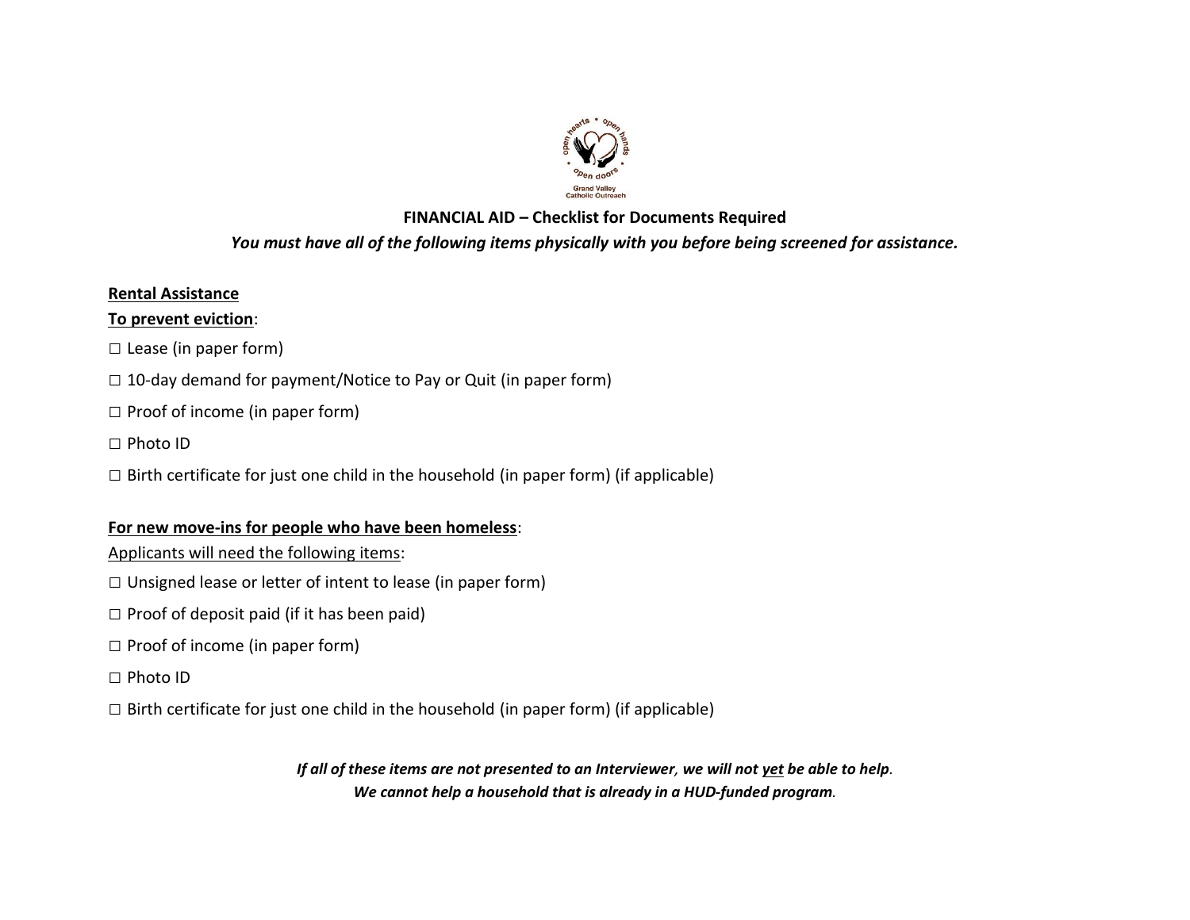# FINANCIAL AID – Checklist for Documents Required

***You must have all of the following items physically with you before being screened for assistance.***

**Rental Assistance**

**To prevent eviction**:

☐ Lease (in paper form)

☐ 10-day demand for payment/Notice to Pay or Quit (in paper form)

☐ Proof of income (in paper form)

☐ Photo ID

☐ Birth certificate for just one child in the household (in paper form) (if applicable)

**For new move-ins for people who have been homeless**:

Applicants will need the following items:

☐ Unsigned lease or letter of intent to lease (in paper form)

☐ Proof of deposit paid (if it has been paid)

☐ Proof of income (in paper form)

☐ Photo ID

☐ Birth certificate for just one child in the household (in paper form) (if applicable)

***If all of these items are not presented to an Interviewer, we will not yet be able to help.***
***We cannot help a household that is already in a HUD-funded program.***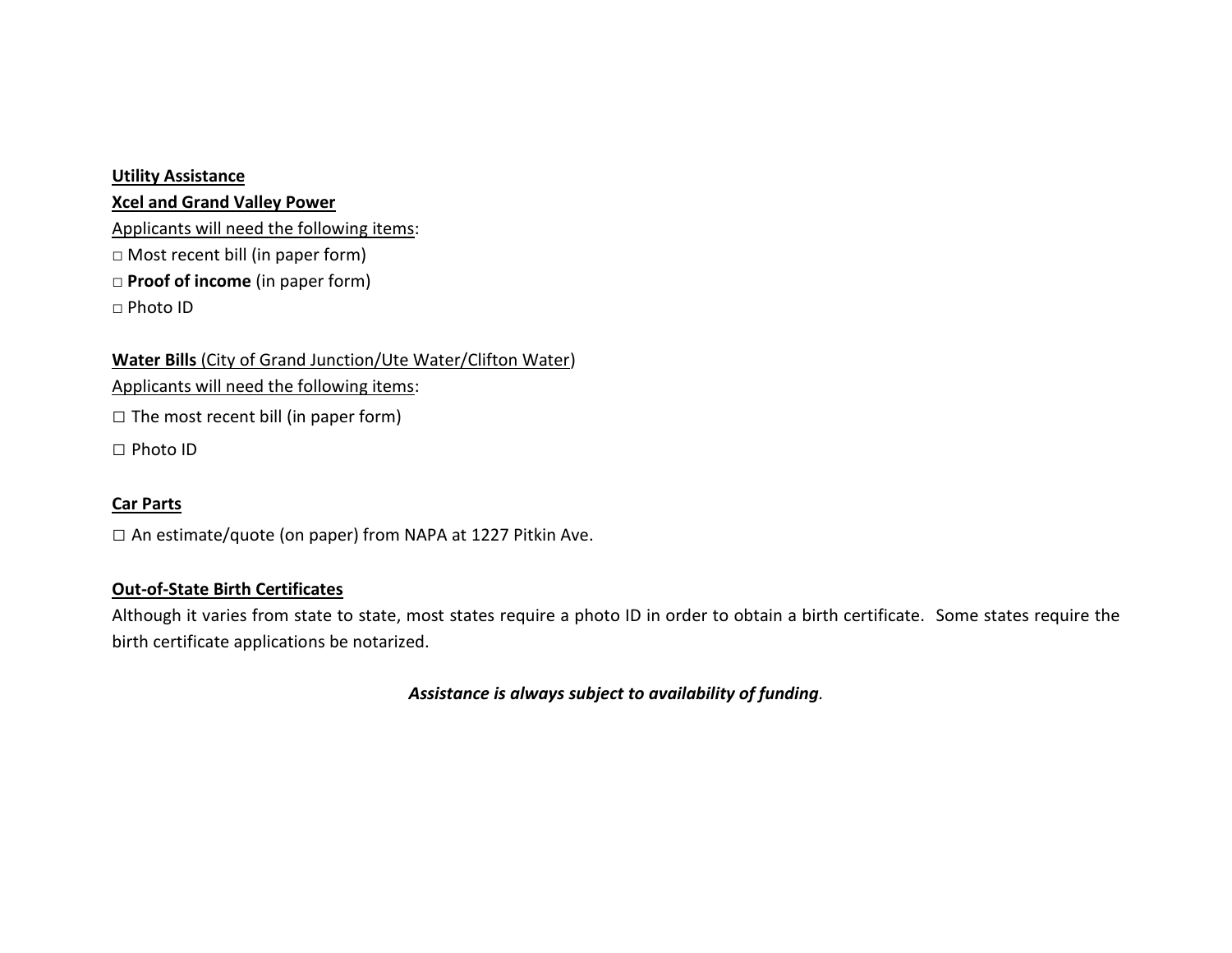**Utility Assistance**

**Xcel and Grand Valley Power**

Applicants will need the following items:

□ Most recent bill (in paper form)

□ **Proof of income** (in paper form)

□ Photo ID

**Water Bills** (City of Grand Junction/Ute Water/Clifton Water)

Applicants will need the following items:

☐ The most recent bill (in paper form)

☐ Photo ID

**Car Parts**

☐ An estimate/quote (on paper) from NAPA at 1227 Pitkin Ave.

**Out-of-State Birth Certificates**

Although it varies from state to state, most states require a photo ID in order to obtain a birth certificate. Some states require the birth certificate applications be notarized.

***Assistance is always subject to availability of funding.***